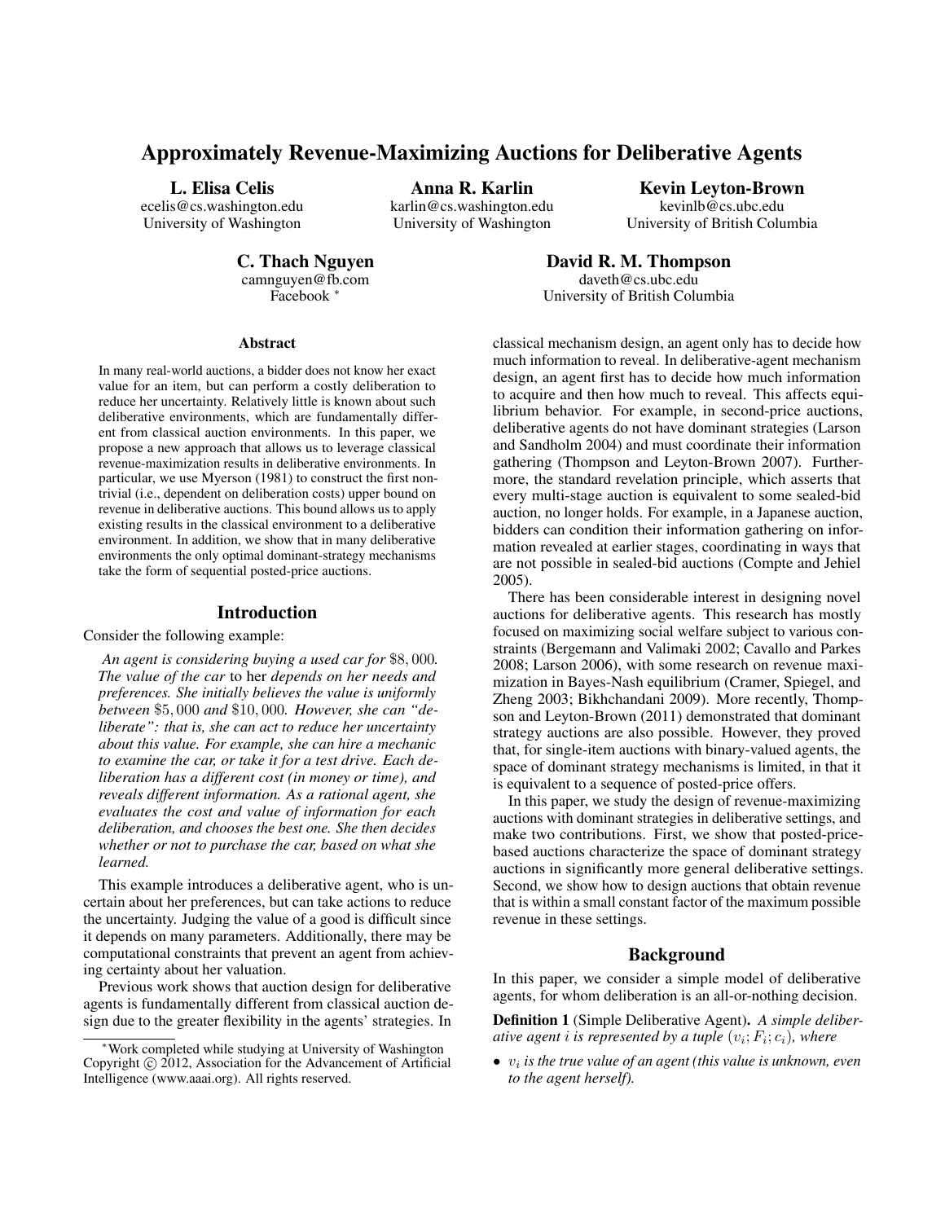# Approximately Revenue-Maximizing Auctions for Deliberative Agents

**L. Elisa Celis**
ecelis@cs.washington.edu
University of Washington

**Anna R. Karlin**
karlin@cs.washington.edu
University of Washington

**Kevin Leyton-Brown**
kevinlb@cs.ubc.edu
University of British Columbia

**C. Thach Nguyen**
camnguyen@fb.com
Facebook *

**David R. M. Thompson**
daveth@cs.ubc.edu
University of British Columbia

### Abstract

In many real-world auctions, a bidder does not know her exact value for an item, but can perform a costly deliberation to reduce her uncertainty. Relatively little is known about such deliberative environments, which are fundamentally different from classical auction environments. In this paper, we propose a new approach that allows us to leverage classical revenue-maximization results in deliberative environments. In particular, we use Myerson (1981) to construct the first non-trivial (i.e., dependent on deliberation costs) upper bound on revenue in deliberative auctions. This bound allows us to apply existing results in the classical environment to a deliberative environment. In addition, we show that in many deliberative environments the only optimal dominant-strategy mechanisms take the form of sequential posted-price auctions.

## Introduction

Consider the following example:

> *An agent is considering buying a used car for* $8,000. *The value of the car* to her *depends on her needs and preferences. She initially believes the value is uniformly between* $5,000 *and* $10,000*. However, she can "deliberate": that is, she can act to reduce her uncertainty about this value. For example, she can hire a mechanic to examine the car, or take it for a test drive. Each deliberation has a different cost (in money or time), and reveals different information. As a rational agent, she evaluates the cost and value of information for each deliberation, and chooses the best one. She then decides whether or not to purchase the car, based on what she learned.*

This example introduces a deliberative agent, who is uncertain about her preferences, but can take actions to reduce the uncertainty. Judging the value of a good is difficult since it depends on many parameters. Additionally, there may be computational constraints that prevent an agent from achieving certainty about her valuation.

Previous work shows that auction design for deliberative agents is fundamentally different from classical auction design due to the greater flexibility in the agents' strategies. In classical mechanism design, an agent only has to decide how much information to reveal. In deliberative-agent mechanism design, an agent first has to decide how much information to acquire and then how much to reveal. This affects equilibrium behavior. For example, in second-price auctions, deliberative agents do not have dominant strategies (Larson and Sandholm 2004) and must coordinate their information gathering (Thompson and Leyton-Brown 2007). Furthermore, the standard revelation principle, which asserts that every multi-stage auction is equivalent to some sealed-bid auction, no longer holds. For example, in a Japanese auction, bidders can condition their information gathering on information revealed at earlier stages, coordinating in ways that are not possible in sealed-bid auctions (Compte and Jehiel 2005).

There has been considerable interest in designing novel auctions for deliberative agents. This research has mostly focused on maximizing social welfare subject to various constraints (Bergemann and Valimaki 2002; Cavallo and Parkes 2008; Larson 2006), with some research on revenue maximization in Bayes-Nash equilibrium (Cramer, Spiegel, and Zheng 2003; Bikhchandani 2009). More recently, Thompson and Leyton-Brown (2011) demonstrated that dominant strategy auctions are also possible. However, they proved that, for single-item auctions with binary-valued agents, the space of dominant strategy mechanisms is limited, in that it is equivalent to a sequence of posted-price offers.

In this paper, we study the design of revenue-maximizing auctions with dominant strategies in deliberative settings, and make two contributions. First, we show that posted-price-based auctions characterize the space of dominant strategy auctions in significantly more general deliberative settings. Second, we show how to design auctions that obtain revenue that is within a small constant factor of the maximum possible revenue in these settings.

## Background

In this paper, we consider a simple model of deliberative agents, for whom deliberation is an all-or-nothing decision.

**Definition 1** (Simple Deliberative Agent)**.** *A simple deliberative agent $i$ is represented by a tuple $(v_i; F_i; c_i)$, where*

- *$v_i$ is the true value of an agent (this value is unknown, even to the agent herself).*

*Work completed while studying at University of Washington
Copyright © 2012, Association for the Advancement of Artificial Intelligence (www.aaai.org). All rights reserved.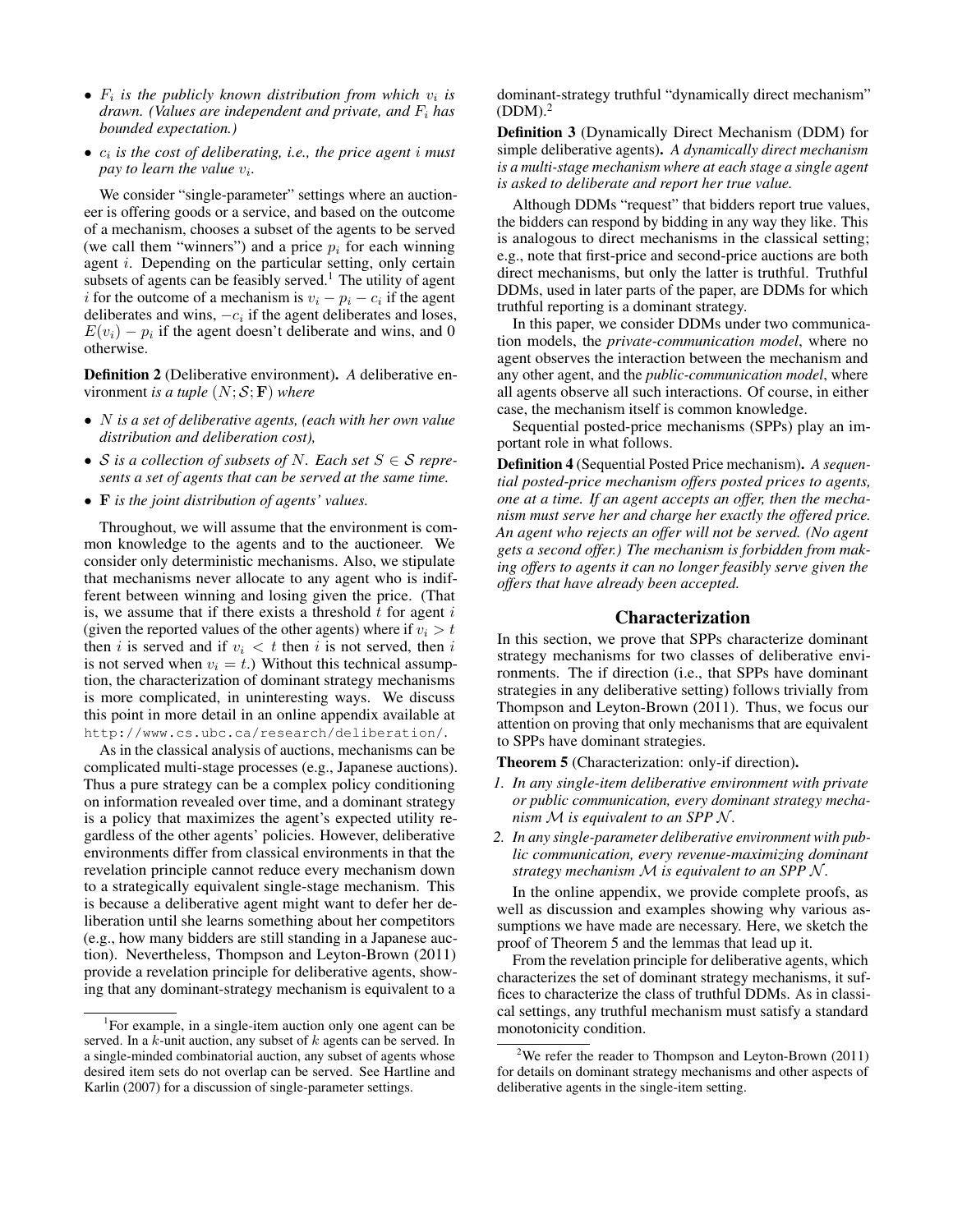- $F_i$ *is the publicly known distribution from which* $v_i$ *is drawn. (Values are independent and private, and* $F_i$ *has bounded expectation.)*
- $c_i$ *is the cost of deliberating, i.e., the price agent* $i$ *must pay to learn the value* $v_i$*.*

We consider "single-parameter" settings where an auctioneer is offering goods or a service, and based on the outcome of a mechanism, chooses a subset of the agents to be served (we call them "winners") and a price $p_i$ for each winning agent $i$. Depending on the particular setting, only certain subsets of agents can be feasibly served.[1] The utility of agent $i$ for the outcome of a mechanism is $v_i - p_i - c_i$ if the agent deliberates and wins, $-c_i$ if the agent deliberates and loses, $E(v_i) - p_i$ if the agent doesn't deliberate and wins, and 0 otherwise.

**Definition 2** (Deliberative environment)**.** *A* deliberative environment *is a tuple* $(N; \mathcal{S}; \mathbf{F})$ *where*

- $N$ *is a set of deliberative agents, (each with her own value distribution and deliberation cost),*
- $\mathcal{S}$ *is a collection of subsets of* $N$*. Each set* $S \in \mathcal{S}$ *represents a set of agents that can be served at the same time.*
- $\mathbf{F}$ *is the joint distribution of agents' values.*

Throughout, we will assume that the environment is common knowledge to the agents and to the auctioneer. We consider only deterministic mechanisms. Also, we stipulate that mechanisms never allocate to any agent who is indifferent between winning and losing given the price. (That is, we assume that if there exists a threshold $t$ for agent $i$ (given the reported values of the other agents) where if $v_i > t$ then $i$ is served and if $v_i < t$ then $i$ is not served, then $i$ is not served when $v_i = t$.) Without this technical assumption, the characterization of dominant strategy mechanisms is more complicated, in uninteresting ways. We discuss this point in more detail in an online appendix available at `http://www.cs.ubc.ca/research/deliberation/`.

As in the classical analysis of auctions, mechanisms can be complicated multi-stage processes (e.g., Japanese auctions). Thus a pure strategy can be a complex policy conditioning on information revealed over time, and a dominant strategy is a policy that maximizes the agent's expected utility regardless of the other agents' policies. However, deliberative environments differ from classical environments in that the revelation principle cannot reduce every mechanism down to a strategically equivalent single-stage mechanism. This is because a deliberative agent might want to defer her deliberation until she learns something about her competitors (e.g., how many bidders are still standing in a Japanese auction). Nevertheless, Thompson and Leyton-Brown (2011) provide a revelation principle for deliberative agents, showing that any dominant-strategy mechanism is equivalent to a dominant-strategy truthful "dynamically direct mechanism" (DDM).[2]

**Definition 3** (Dynamically Direct Mechanism (DDM) for simple deliberative agents)**.** *A dynamically direct mechanism is a multi-stage mechanism where at each stage a single agent is asked to deliberate and report her true value.*

Although DDMs "request" that bidders report true values, the bidders can respond by bidding in any way they like. This is analogous to direct mechanisms in the classical setting; e.g., note that first-price and second-price auctions are both direct mechanisms, but only the latter is truthful. Truthful DDMs, used in later parts of the paper, are DDMs for which truthful reporting is a dominant strategy.

In this paper, we consider DDMs under two communication models, the *private-communication model*, where no agent observes the interaction between the mechanism and any other agent, and the *public-communication model*, where all agents observe all such interactions. Of course, in either case, the mechanism itself is common knowledge.

Sequential posted-price mechanisms (SPPs) play an important role in what follows.

**Definition 4** (Sequential Posted Price mechanism)**.** *A sequential posted-price mechanism offers posted prices to agents, one at a time. If an agent accepts an offer, then the mechanism must serve her and charge her exactly the offered price. An agent who rejects an offer will not be served. (No agent gets a second offer.) The mechanism is forbidden from making offers to agents it can no longer feasibly serve given the offers that have already been accepted.*

## Characterization

In this section, we prove that SPPs characterize dominant strategy mechanisms for two classes of deliberative environments. The if direction (i.e., that SPPs have dominant strategies in any deliberative setting) follows trivially from Thompson and Leyton-Brown (2011). Thus, we focus our attention on proving that only mechanisms that are equivalent to SPPs have dominant strategies.

**Theorem 5** (Characterization: only-if direction)**.**

1. *In any single-item deliberative environment with private or public communication, every dominant strategy mechanism* $\mathcal{M}$ *is equivalent to an SPP* $\mathcal{N}$*.*
2. *In any single-parameter deliberative environment with public communication, every revenue-maximizing dominant strategy mechanism* $\mathcal{M}$ *is equivalent to an SPP* $\mathcal{N}$*.*

In the online appendix, we provide complete proofs, as well as discussion and examples showing why various assumptions we have made are necessary. Here, we sketch the proof of Theorem 5 and the lemmas that lead up it.

From the revelation principle for deliberative agents, which characterizes the set of dominant strategy mechanisms, it suffices to characterize the class of truthful DDMs. As in classical settings, any truthful mechanism must satisfy a standard monotonicity condition.

---

[1] For example, in a single-item auction only one agent can be served. In a $k$-unit auction, any subset of $k$ agents can be served. In a single-minded combinatorial auction, any subset of agents whose desired item sets do not overlap can be served. See Hartline and Karlin (2007) for a discussion of single-parameter settings.

[2] We refer the reader to Thompson and Leyton-Brown (2011) for details on dominant strategy mechanisms and other aspects of deliberative agents in the single-item setting.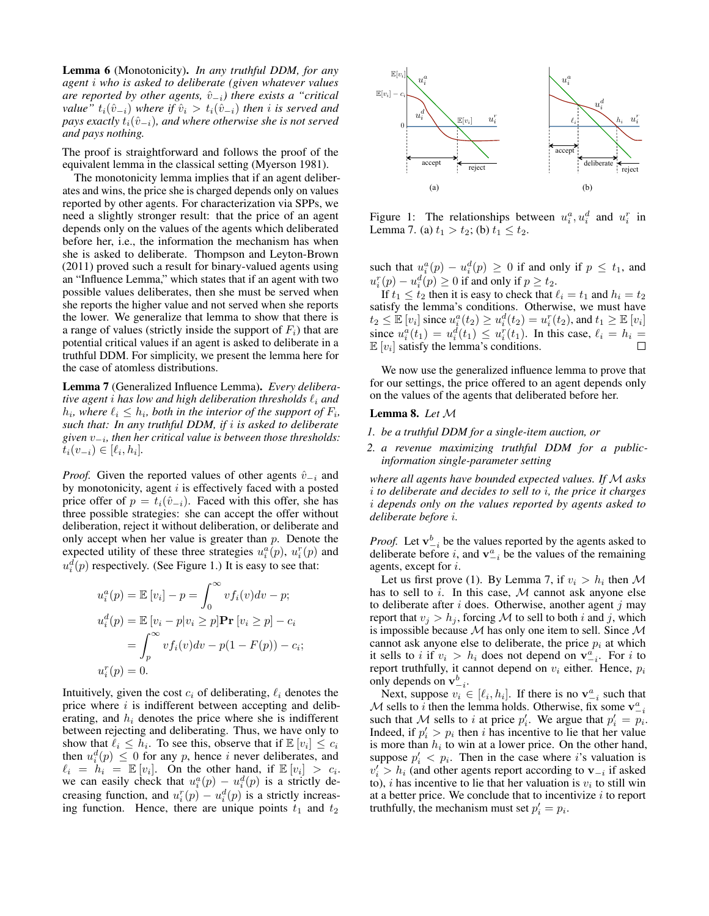**Lemma 6** (Monotonicity). *In any truthful DDM, for any agent $i$ who is asked to deliberate (given whatever values are reported by other agents, $\hat{v}_{-i}$) there exists a "critical value" $t_i(\hat{v}_{-i})$ where if $\hat{v}_i > t_i(\hat{v}_{-i})$ then $i$ is served and pays exactly $t_i(\hat{v}_{-i})$, and where otherwise she is not served and pays nothing.*

The proof is straightforward and follows the proof of the equivalent lemma in the classical setting (Myerson 1981).

The monotonicity lemma implies that if an agent deliberates and wins, the price she is charged depends only on values reported by other agents. For characterization via SPPs, we need a slightly stronger result: that the price of an agent depends only on the values of the agents which deliberated before her, i.e., the information the mechanism has when she is asked to deliberate. Thompson and Leyton-Brown (2011) proved such a result for binary-valued agents using an "Influence Lemma," which states that if an agent with two possible values deliberates, then she must be served when she reports the higher value and not served when she reports the lower. We generalize that lemma to show that there is a range of values (strictly inside the support of $F_i$) that are potential critical values if an agent is asked to deliberate in a truthful DDM. For simplicity, we present the lemma here for the case of atomless distributions.

**Lemma 7** (Generalized Influence Lemma). *Every deliberative agent $i$ has low and high deliberation thresholds $\ell_i$ and $h_i$, where $\ell_i \le h_i$, both in the interior of the support of $F_i$, such that: In any truthful DDM, if $i$ is asked to deliberate given $v_{-i}$, then her critical value is between those thresholds: $t_i(v_{-i}) \in [\ell_i, h_i]$.*

*Proof.* Given the reported values of other agents $\hat{v}_{-i}$ and by monotonicity, agent $i$ is effectively faced with a posted price offer of $p = t_i(\hat{v}_{-i})$. Faced with this offer, she has three possible strategies: she can accept the offer without deliberation, reject it without deliberation, or deliberate and only accept when her value is greater than $p$. Denote the expected utility of these three strategies $u_i^a(p)$, $u_i^r(p)$ and $u_i^d(p)$ respectively. (See Figure 1.) It is easy to see that:

$$
\begin{aligned}
u_i^a(p) &= \mathbb{E}[v_i] - p = \int_0^\infty v f_i(v) dv - p; \\
u_i^d(p) &= \mathbb{E}[v_i - p | v_i \ge p] \mathbf{Pr}[v_i \ge p] - c_i \\
&= \int_p^\infty v f_i(v) dv - p(1 - F(p)) - c_i; \\
u_i^r(p) &= 0.
\end{aligned}
$$

Intuitively, given the cost $c_i$ of deliberating, $\ell_i$ denotes the price where $i$ is indifferent between accepting and deliberating, and $h_i$ denotes the price where she is indifferent between rejecting and deliberating. Thus, we have only to show that $\ell_i \le h_i$. To see this, observe that if $\mathbb{E}[v_i] \le c_i$ then $u_i^d(p) \le 0$ for any $p$, hence $i$ never deliberates, and $\ell_i = h_i = \mathbb{E}[v_i]$. On the other hand, if $\mathbb{E}[v_i] > c_i$. we can easily check that $u_i^a(p) - u_i^d(p)$ is a strictly decreasing function, and $u_i^r(p) - u_i^d(p)$ is a strictly increasing function. Hence, there are unique points $t_1$ and $t_2$ such that $u_i^a(p) - u_i^d(p) \ge 0$ if and only if $p \le t_1$, and $u_i^r(p) - u_i^d(p) \ge 0$ if and only if $p \ge t_2$.

If $t_1 \le t_2$ then it is easy to check that $\ell_i = t_1$ and $h_i = t_2$ satisfy the lemma's conditions. Otherwise, we must have $t_2 \le \mathbb{E}[v_i]$ since $u_i^a(t_2) \ge u_i^d(t_2) = u_i^r(t_2)$, and $t_1 \ge \mathbb{E}[v_i]$ since $u_i^a(t_1) = u_i^d(t_1) \le u_i^r(t_1)$. In this case, $\ell_i = h_i = \mathbb{E}[v_i]$ satisfy the lemma's conditions. $\square$

Figure 1: The relationships between $u_i^a, u_i^d$ and $u_i^r$ in Lemma 7. (a) $t_1 > t_2$; (b) $t_1 \le t_2$.

We now use the generalized influence lemma to prove that for our settings, the price offered to an agent depends only on the values of the agents that deliberated before her.

**Lemma 8.** *Let $\mathcal{M}$*

1. *be a truthful DDM for a single-item auction, or*
2. *a revenue maximizing truthful DDM for a public-information single-parameter setting*

*where all agents have bounded expected values. If $\mathcal{M}$ asks $i$ to deliberate and decides to sell to $i$, the price it charges $i$ depends only on the values reported by agents asked to deliberate before $i$.*

*Proof.* Let $\mathbf{v}_{-i}^b$ be the values reported by the agents asked to deliberate before $i$, and $\mathbf{v}_{-i}^a$ be the values of the remaining agents, except for $i$.

Let us first prove (1). By Lemma 7, if $v_i > h_i$ then $\mathcal{M}$ has to sell to $i$. In this case, $\mathcal{M}$ cannot ask anyone else to deliberate after $i$ does. Otherwise, another agent $j$ may report that $v_j > h_j$, forcing $\mathcal{M}$ to sell to both $i$ and $j$, which is impossible because $\mathcal{M}$ has only one item to sell. Since $\mathcal{M}$ cannot ask anyone else to deliberate, the price $p_i$ at which it sells to $i$ if $v_i > h_i$ does not depend on $\mathbf{v}_{-i}^a$. For $i$ to report truthfully, it cannot depend on $v_i$ either. Hence, $p_i$ only depends on $\mathbf{v}_{-i}^b$.

Next, suppose $v_i \in [\ell_i, h_i]$. If there is no $\mathbf{v}_{-i}^a$ such that $\mathcal{M}$ sells to $i$ then the lemma holds. Otherwise, fix some $\mathbf{v}_{-i}^a$ such that $\mathcal{M}$ sells to $i$ at price $p_i'$. We argue that $p_i' = p_i$. Indeed, if $p_i' > p_i$ then $i$ has incentive to lie that her value is more than $h_i$ to win at a lower price. On the other hand, suppose $p_i' < p_i$. Then in the case where $i$'s valuation is $v_i' > h_i$ (and other agents report according to $\mathbf{v}_{-i}$ if asked to), $i$ has incentive to lie that her valuation is $v_i$ to still win at a better price. We conclude that to incentivize $i$ to report truthfully, the mechanism must set $p_i' = p_i$.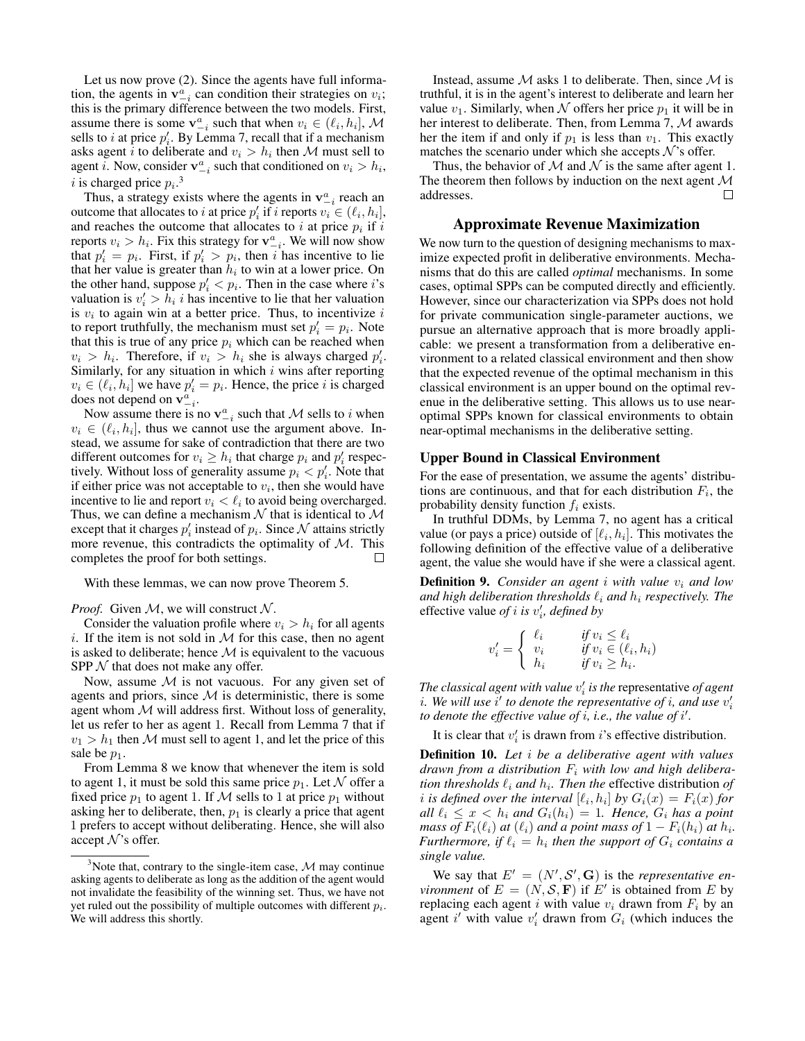Let us now prove (2). Since the agents have full information, the agents in $\mathbf{v}^a_{-i}$ can condition their strategies on $v_i$; this is the primary difference between the two models. First, assume there is some $\mathbf{v}^a_{-i}$ such that when $v_i \in (\ell_i, h_i]$, $\mathcal{M}$ sells to $i$ at price $p'_i$. By Lemma 7, recall that if a mechanism asks agent $i$ to deliberate and $v_i > h_i$ then $\mathcal{M}$ must sell to agent $i$. Now, consider $\mathbf{v}^a_{-i}$ such that conditioned on $v_i > h_i$, $i$ is charged price $p_i$.[3]

Thus, a strategy exists where the agents in $\mathbf{v}^a_{-i}$ reach an outcome that allocates to $i$ at price $p'_i$ if $i$ reports $v_i \in (\ell_i, h_i]$, and reaches the outcome that allocates to $i$ at price $p_i$ if $i$ reports $v_i > h_i$. Fix this strategy for $\mathbf{v}^a_{-i}$. We will now show that $p'_i = p_i$. First, if $p'_i > p_i$, then $i$ has incentive to lie that her value is greater than $h_i$ to win at a lower price. On the other hand, suppose $p'_i < p_i$. Then in the case where $i$'s valuation is $v'_i > h_i$ $i$ has incentive to lie that her valuation is $v_i$ to again win at a better price. Thus, to incentivize $i$ to report truthfully, the mechanism must set $p'_i = p_i$. Note that this is true of any price $p_i$ which can be reached when $v_i > h_i$. Therefore, if $v_i > h_i$ she is always charged $p'_i$. Similarly, for any situation in which $i$ wins after reporting $v_i \in (\ell_i, h_i]$ we have $p'_i = p_i$. Hence, the price $i$ is charged does not depend on $\mathbf{v}^a_{-i}$.

Now assume there is no $\mathbf{v}^a_{-i}$ such that $\mathcal{M}$ sells to $i$ when $v_i \in (\ell_i, h_i]$, thus we cannot use the argument above. Instead, we assume for sake of contradiction that there are two different outcomes for $v_i \geq h_i$ that charge $p_i$ and $p'_i$ respectively. Without loss of generality assume $p_i < p'_i$. Note that if either price was not acceptable to $v_i$, then she would have incentive to lie and report $v_i < \ell_i$ to avoid being overcharged. Thus, we can define a mechanism $\mathcal{N}$ that is identical to $\mathcal{M}$ except that it charges $p'_i$ instead of $p_i$. Since $\mathcal{N}$ attains strictly more revenue, this contradicts the optimality of $\mathcal{M}$. This completes the proof for both settings. □

With these lemmas, we can now prove Theorem 5.

*Proof.* Given $\mathcal{M}$, we will construct $\mathcal{N}$.

Consider the valuation profile where $v_i > h_i$ for all agents $i$. If the item is not sold in $\mathcal{M}$ for this case, then no agent is asked to deliberate; hence $\mathcal{M}$ is equivalent to the vacuous SPP $\mathcal{N}$ that does not make any offer.

Now, assume $\mathcal{M}$ is not vacuous. For any given set of agents and priors, since $\mathcal{M}$ is deterministic, there is some agent whom $\mathcal{M}$ will address first. Without loss of generality, let us refer to her as agent 1. Recall from Lemma 7 that if $v_1 > h_1$ then $\mathcal{M}$ must sell to agent 1, and let the price of this sale be $p_1$.

From Lemma 8 we know that whenever the item is sold to agent 1, it must be sold this same price $p_1$. Let $\mathcal{N}$ offer a fixed price $p_1$ to agent 1. If $\mathcal{M}$ sells to 1 at price $p_1$ without asking her to deliberate, then, $p_1$ is clearly a price that agent 1 prefers to accept without deliberating. Hence, she will also accept $\mathcal{N}$'s offer.

[3] Note that, contrary to the single-item case, $\mathcal{M}$ may continue asking agents to deliberate as long as the addition of the agent would not invalidate the feasibility of the winning set. Thus, we have not yet ruled out the possibility of multiple outcomes with different $p_i$. We will address this shortly.

Instead, assume $\mathcal{M}$ asks 1 to deliberate. Then, since $\mathcal{M}$ is truthful, it is in the agent's interest to deliberate and learn her value $v_1$. Similarly, when $\mathcal{N}$ offers her price $p_1$ it will be in her interest to deliberate. Then, from Lemma 7, $\mathcal{M}$ awards her the item if and only if $p_1$ is less than $v_1$. This exactly matches the scenario under which she accepts $\mathcal{N}$'s offer.

Thus, the behavior of $\mathcal{M}$ and $\mathcal{N}$ is the same after agent 1. The theorem then follows by induction on the next agent $\mathcal{M}$ addresses. □

## Approximate Revenue Maximization

We now turn to the question of designing mechanisms to maximize expected profit in deliberative environments. Mechanisms that do this are called *optimal* mechanisms. In some cases, optimal SPPs can be computed directly and efficiently. However, since our characterization via SPPs does not hold for private communication single-parameter auctions, we pursue an alternative approach that is more broadly applicable: we present a transformation from a deliberative environment to a related classical environment and then show that the expected revenue of the optimal mechanism in this classical environment is an upper bound on the optimal revenue in the deliberative setting. This allows us to use near-optimal SPPs known for classical environments to obtain near-optimal mechanisms in the deliberative setting.

### Upper Bound in Classical Environment

For the ease of presentation, we assume the agents' distributions are continuous, and that for each distribution $F_i$, the probability density function $f_i$ exists.

In truthful DDMs, by Lemma 7, no agent has a critical value (or pays a price) outside of $[\ell_i, h_i]$. This motivates the following definition of the effective value of a deliberative agent, the value she would have if she were a classical agent.

**Definition 9.** *Consider an agent $i$ with value $v_i$ and low and high deliberation thresholds $\ell_i$ and $h_i$ respectively. The* effective value *of $i$ is $v'_i$, defined by*

$$v'_i = \begin{cases} \ell_i & \text{if } v_i \leq \ell_i \\ v_i & \text{if } v_i \in (\ell_i, h_i) \\ h_i & \text{if } v_i \geq h_i. \end{cases}$$

*The classical agent with value $v'_i$ is the* representative *of agent $i$. We will use $i'$ to denote the representative of $i$, and use $v'_i$ to denote the effective value of $i$, i.e., the value of $i'$.*

It is clear that $v'_i$ is drawn from $i$'s effective distribution.

**Definition 10.** *Let $i$ be a deliberative agent with values drawn from a distribution $F_i$ with low and high deliberation thresholds $\ell_i$ and $h_i$. Then the* effective distribution *of $i$ is defined over the interval $[\ell_i, h_i]$ by $G_i(x) = F_i(x)$ for all $\ell_i \leq x < h_i$ and $G_i(h_i) = 1$. Hence, $G_i$ has a point mass of $F_i(\ell_i)$ at $(\ell_i)$ and a point mass of $1 - F_i(h_i)$ at $h_i$. Furthermore, if $\ell_i = h_i$ then the support of $G_i$ contains a single value.*

We say that $E' = (N', \mathcal{S}', \mathbf{G})$ is the *representative environment* of $E = (N, \mathcal{S}, \mathbf{F})$ if $E'$ is obtained from $E$ by replacing each agent $i$ with value $v_i$ drawn from $F_i$ by an agent $i'$ with value $v'_i$ drawn from $G_i$ (which induces the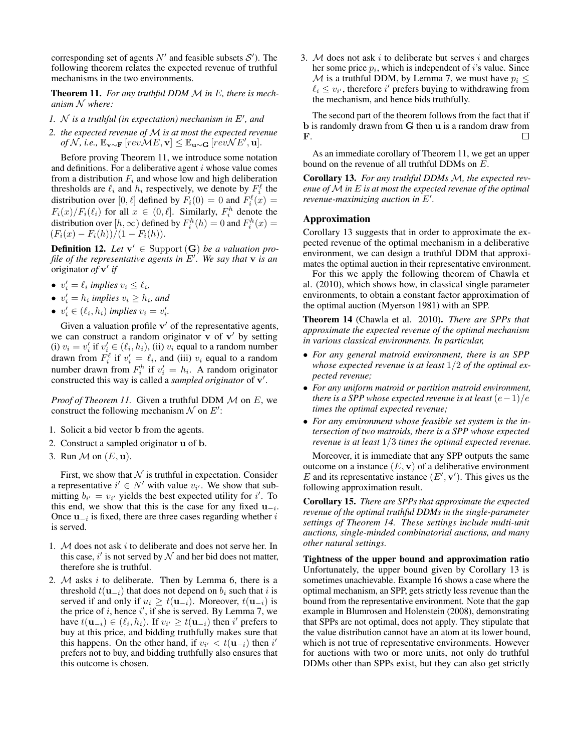corresponding set of agents $N'$ and feasible subsets $\mathcal{S}'$). The following theorem relates the expected revenue of truthful mechanisms in the two environments.

**Theorem 11.** *For any truthful DDM $\mathcal{M}$ in $E$, there is mechanism $\mathcal{N}$ where:*

1. *$\mathcal{N}$ is a truthful (in expectation) mechanism in $E'$, and*
2. *the expected revenue of $\mathcal{M}$ is at most the expected revenue of $\mathcal{N}$, i.e., $\mathbb{E}_{\mathbf{v}\sim\mathbf{F}}[rev\mathcal{M}E, \mathbf{v}] \leq \mathbb{E}_{\mathbf{u}\sim\mathbf{G}}[rev\mathcal{N}E', \mathbf{u}]$.*

Before proving Theorem 11, we introduce some notation and definitions. For a deliberative agent $i$ whose value comes from a distribution $F_i$ and whose low and high deliberation thresholds are $\ell_i$ and $h_i$ respectively, we denote by $F_i^\ell$ the distribution over $[0, \ell]$ defined by $F_i(0) = 0$ and $F_i^\ell(x) = F_i(x)/F_i(\ell_i)$ for all $x \in (0, \ell]$. Similarly, $F_i^h$ denote the distribution over $[h, \infty)$ defined by $F_i^h(h) = 0$ and $F_i^h(x) = (F_i(x) - F_i(h))/(1 - F_i(h))$.

**Definition 12.** *Let $\mathbf{v}' \in \text{Support}(\mathbf{G})$ be a valuation profile of the representative agents in $E'$. We say that $\mathbf{v}$ is an* originator *of $\mathbf{v}'$ if*

- *$v_i' = \ell_i$ implies $v_i \leq \ell_i$,*
- *$v_i' = h_i$ implies $v_i \geq h_i$, and*
- *$v_i' \in (\ell_i, h_i)$ implies $v_i = v_i'$.*

Given a valuation profile $\mathbf{v}'$ of the representative agents, we can construct a random originator $\mathbf{v}$ of $\mathbf{v}'$ by setting (i) $v_i = v_i'$ if $v_i' \in (\ell_i, h_i)$, (ii) $v_i$ equal to a random number drawn from $F_i^\ell$ if $v_i' = \ell_i$, and (iii) $v_i$ equal to a random number drawn from $F_i^h$ if $v_i' = h_i$. A random originator constructed this way is called a *sampled originator* of $\mathbf{v}'$.

*Proof of Theorem 11.* Given a truthful DDM $\mathcal{M}$ on $E$, we construct the following mechanism $\mathcal{N}$ on $E'$:

1. Solicit a bid vector $\mathbf{b}$ from the agents.
2. Construct a sampled originator $\mathbf{u}$ of $\mathbf{b}$.
3. Run $\mathcal{M}$ on $(E, \mathbf{u})$.

First, we show that $\mathcal{N}$ is truthful in expectation. Consider a representative $i' \in N'$ with value $v_{i'}$. We show that submitting $b_{i'} = v_{i'}$ yields the best expected utility for $i'$. To this end, we show that this is the case for any fixed $\mathbf{u}_{-i}$. Once $\mathbf{u}_{-i}$ is fixed, there are three cases regarding whether $i$ is served.

1. $\mathcal{M}$ does not ask $i$ to deliberate and does not serve her. In this case, $i'$ is not served by $\mathcal{N}$ and her bid does not matter, therefore she is truthful.
2. $\mathcal{M}$ asks $i$ to deliberate. Then by Lemma 6, there is a threshold $t(\mathbf{u}_{-i})$ that does not depend on $b_i$ such that $i$ is served if and only if $u_i \geq t(\mathbf{u}_{-i})$. Moreover, $t(\mathbf{u}_{-i})$ is the price of $i$, hence $i'$, if she is served. By Lemma 7, we have $t(\mathbf{u}_{-i}) \in (\ell_i, h_i)$. If $v_{i'} \geq t(\mathbf{u}_{-i})$ then $i'$ prefers to buy at this price, and bidding truthfully makes sure that this happens. On the other hand, if $v_{i'} < t(\mathbf{u}_{-i})$ then $i'$ prefers not to buy, and bidding truthfully also ensures that this outcome is chosen.
3. $\mathcal{M}$ does not ask $i$ to deliberate but serves $i$ and charges her some price $p_i$, which is independent of $i$'s value. Since $\mathcal{M}$ is a truthful DDM, by Lemma 7, we must have $p_i \leq \ell_i \leq v_{i'}$, therefore $i'$ prefers buying to withdrawing from the mechanism, and hence bids truthfully.

The second part of the theorem follows from the fact that if $\mathbf{b}$ is randomly drawn from $\mathbf{G}$ then $\mathbf{u}$ is a random draw from $\mathbf{F}$. $\square$

As an immediate corollary of Theorem 11, we get an upper bound on the revenue of all truthful DDMs on $E$.

**Corollary 13.** *For any truthful DDMs $\mathcal{M}$, the expected revenue of $\mathcal{M}$ in $E$ is at most the expected revenue of the optimal revenue-maximizing auction in $E'$.*

## Approximation

Corollary 13 suggests that in order to approximate the expected revenue of the optimal mechanism in a deliberative environment, we can design a truthful DDM that approximates the optimal auction in their representative environment.

For this we apply the following theorem of Chawla et al. (2010), which shows how, in classical single parameter environments, to obtain a constant factor approximation of the optimal auction (Myerson 1981) with an SPP.

**Theorem 14** (Chawla et al. 2010)**.** *There are SPPs that approximate the expected revenue of the optimal mechanism in various classical environments. In particular,*

- *For any general matroid environment, there is an SPP whose expected revenue is at least $1/2$ of the optimal expected revenue;*
- *For any uniform matroid or partition matroid environment, there is a SPP whose expected revenue is at least $(e-1)/e$ times the optimal expected revenue;*
- *For any environment whose feasible set system is the intersection of two matroids, there is a SPP whose expected revenue is at least $1/3$ times the optimal expected revenue.*

Moreover, it is immediate that any SPP outputs the same outcome on a instance $(E, \mathbf{v})$ of a deliberative environment $E$ and its representative instance $(E', \mathbf{v}')$. This gives us the following approximation result.

**Corollary 15.** *There are SPPs that approximate the expected revenue of the optimal truthful DDMs in the single-parameter settings of Theorem 14. These settings include multi-unit auctions, single-minded combinatorial auctions, and many other natural settings.*

**Tightness of the upper bound and approximation ratio** Unfortunately, the upper bound given by Corollary 13 is sometimes unachievable. Example 16 shows a case where the optimal mechanism, an SPP, gets strictly less revenue than the bound from the representative environment. Note that the gap example in Blumrosen and Holenstein (2008), demonstrating that SPPs are not optimal, does not apply. They stipulate that the value distribution cannot have an atom at its lower bound, which is not true of representative environments. However for auctions with two or more units, not only do truthful DDMs other than SPPs exist, but they can also get strictly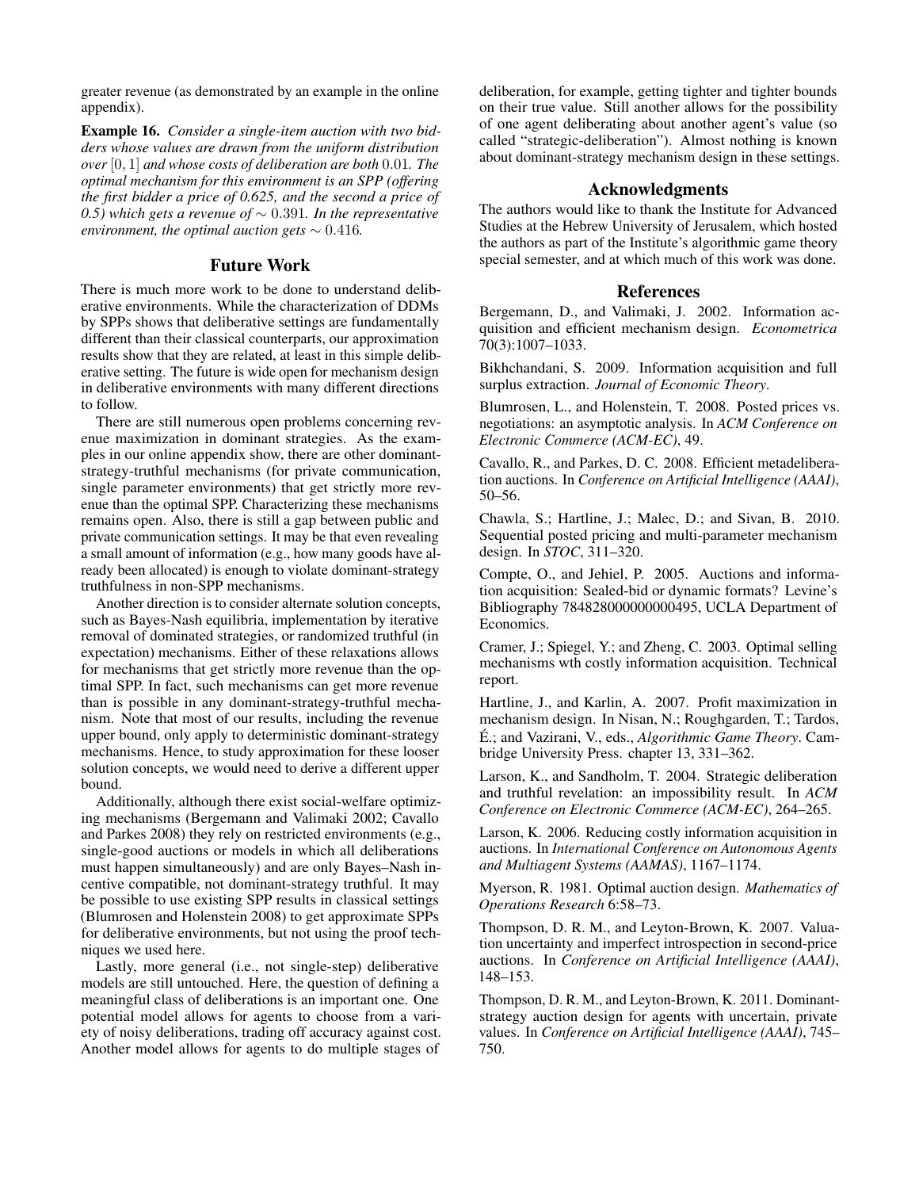greater revenue (as demonstrated by an example in the online appendix).

**Example 16.** *Consider a single-item auction with two bidders whose values are drawn from the uniform distribution over* $[0, 1]$ *and whose costs of deliberation are both* $0.01$*. The optimal mechanism for this environment is an SPP (offering the first bidder a price of 0.625, and the second a price of 0.5) which gets a revenue of* $\sim 0.391$*. In the representative environment, the optimal auction gets* $\sim 0.416$*.*

## Future Work

There is much more work to be done to understand deliberative environments. While the characterization of DDMs by SPPs shows that deliberative settings are fundamentally different than their classical counterparts, our approximation results show that they are related, at least in this simple deliberative setting. The future is wide open for mechanism design in deliberative environments with many different directions to follow.

There are still numerous open problems concerning revenue maximization in dominant strategies. As the examples in our online appendix show, there are other dominant-strategy-truthful mechanisms (for private communication, single parameter environments) that get strictly more revenue than the optimal SPP. Characterizing these mechanisms remains open. Also, there is still a gap between public and private communication settings. It may be that even revealing a small amount of information (e.g., how many goods have already been allocated) is enough to violate dominant-strategy truthfulness in non-SPP mechanisms.

Another direction is to consider alternate solution concepts, such as Bayes-Nash equilibria, implementation by iterative removal of dominated strategies, or randomized truthful (in expectation) mechanisms. Either of these relaxations allows for mechanisms that get strictly more revenue than the optimal SPP. In fact, such mechanisms can get more revenue than is possible in any dominant-strategy-truthful mechanism. Note that most of our results, including the revenue upper bound, only apply to deterministic dominant-strategy mechanisms. Hence, to study approximation for these looser solution concepts, we would need to derive a different upper bound.

Additionally, although there exist social-welfare optimizing mechanisms (Bergemann and Valimaki 2002; Cavallo and Parkes 2008) they rely on restricted environments (e.g., single-good auctions or models in which all deliberations must happen simultaneously) and are only Bayes–Nash incentive compatible, not dominant-strategy truthful. It may be possible to use existing SPP results in classical settings (Blumrosen and Holenstein 2008) to get approximate SPPs for deliberative environments, but not using the proof techniques we used here.

Lastly, more general (i.e., not single-step) deliberative models are still untouched. Here, the question of defining a meaningful class of deliberations is an important one. One potential model allows for agents to choose from a variety of noisy deliberations, trading off accuracy against cost. Another model allows for agents to do multiple stages of deliberation, for example, getting tighter and tighter bounds on their true value. Still another allows for the possibility of one agent deliberating about another agent's value (so called "strategic-deliberation"). Almost nothing is known about dominant-strategy mechanism design in these settings.

## Acknowledgments

The authors would like to thank the Institute for Advanced Studies at the Hebrew University of Jerusalem, which hosted the authors as part of the Institute's algorithmic game theory special semester, and at which much of this work was done.

## References

Bergemann, D., and Valimaki, J. 2002. Information acquisition and efficient mechanism design. *Econometrica* 70(3):1007–1033.

Bikhchandani, S. 2009. Information acquisition and full surplus extraction. *Journal of Economic Theory*.

Blumrosen, L., and Holenstein, T. 2008. Posted prices vs. negotiations: an asymptotic analysis. In *ACM Conference on Electronic Commerce (ACM-EC)*, 49.

Cavallo, R., and Parkes, D. C. 2008. Efficient metadeliberation auctions. In *Conference on Artificial Intelligence (AAAI)*, 50–56.

Chawla, S.; Hartline, J.; Malec, D.; and Sivan, B. 2010. Sequential posted pricing and multi-parameter mechanism design. In *STOC*, 311–320.

Compte, O., and Jehiel, P. 2005. Auctions and information acquisition: Sealed-bid or dynamic formats? Levine's Bibliography 784828000000000495, UCLA Department of Economics.

Cramer, J.; Spiegel, Y.; and Zheng, C. 2003. Optimal selling mechanisms wth costly information acquisition. Technical report.

Hartline, J., and Karlin, A. 2007. Profit maximization in mechanism design. In Nisan, N.; Roughgarden, T.; Tardos, É.; and Vazirani, V., eds., *Algorithmic Game Theory*. Cambridge University Press. chapter 13, 331–362.

Larson, K., and Sandholm, T. 2004. Strategic deliberation and truthful revelation: an impossibility result. In *ACM Conference on Electronic Commerce (ACM-EC)*, 264–265.

Larson, K. 2006. Reducing costly information acquisition in auctions. In *International Conference on Autonomous Agents and Multiagent Systems (AAMAS)*, 1167–1174.

Myerson, R. 1981. Optimal auction design. *Mathematics of Operations Research* 6:58–73.

Thompson, D. R. M., and Leyton-Brown, K. 2007. Valuation uncertainty and imperfect introspection in second-price auctions. In *Conference on Artificial Intelligence (AAAI)*, 148–153.

Thompson, D. R. M., and Leyton-Brown, K. 2011. Dominant-strategy auction design for agents with uncertain, private values. In *Conference on Artificial Intelligence (AAAI)*, 745–750.